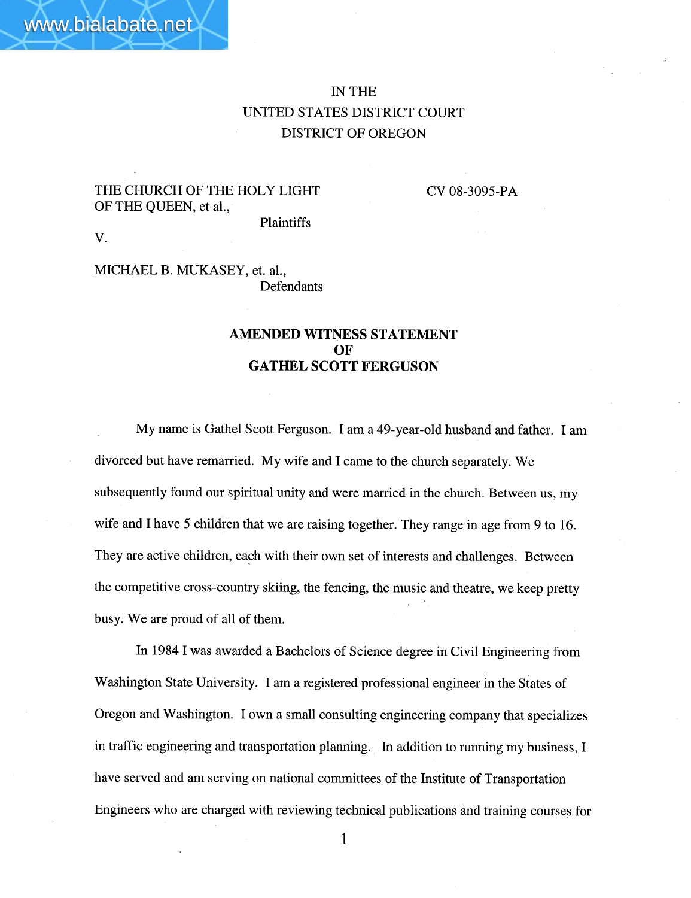IN THE
UNITED STATES DISTRICT COURT
DISTRICT OF OREGON

THE CHURCH OF THE HOLY LIGHT OF THE QUEEN, et al.,
Plaintiffs

V.

MICHAEL B. MUKASEY, et. al.,
Defendants

CV 08-3095-PA

**AMENDED WITNESS STATEMENT**
**OF**
**GATHEL SCOTT FERGUSON**

My name is Gathel Scott Ferguson. I am a 49-year-old husband and father. I am divorced but have remarried. My wife and I came to the church separately. We subsequently found our spiritual unity and were married in the church. Between us, my wife and I have 5 children that we are raising together. They range in age from 9 to 16. They are active children, each with their own set of interests and challenges. Between the competitive cross-country skiing, the fencing, the music and theatre, we keep pretty busy. We are proud of all of them.

In 1984 I was awarded a Bachelors of Science degree in Civil Engineering from Washington State University. I am a registered professional engineer in the States of Oregon and Washington. I own a small consulting engineering company that specializes in traffic engineering and transportation planning. In addition to running my business, I have served and am serving on national committees of the Institute of Transportation Engineers who are charged with reviewing technical publications and training courses for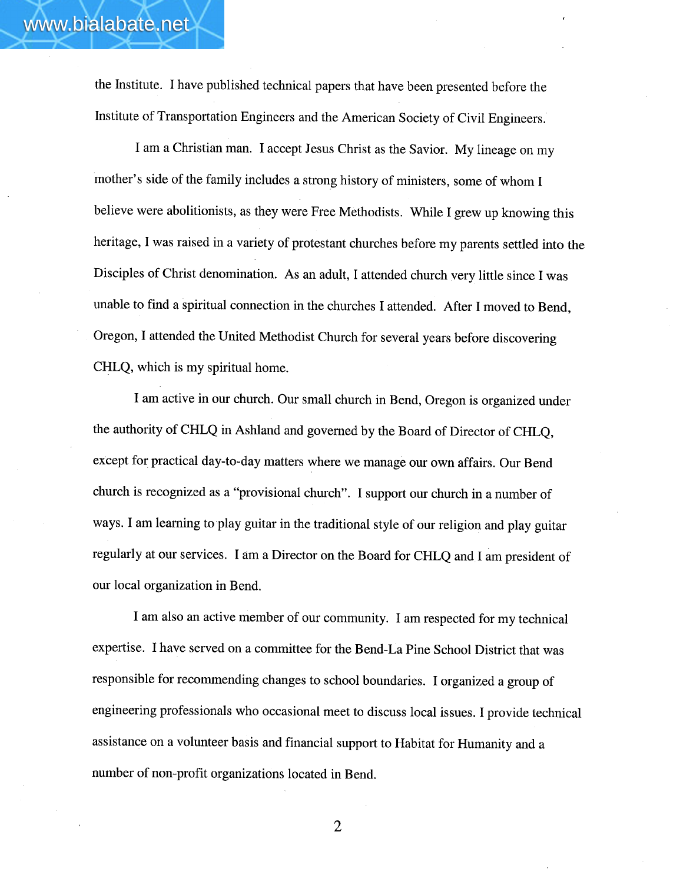the Institute. I have published technical papers that have been presented before the Institute of Transportation Engineers and the American Society of Civil Engineers.

I am a Christian man. I accept Jesus Christ as the Savior. My lineage on my mother's side of the family includes a strong history of ministers, some of whom I believe were abolitionists, as they were Free Methodists. While I grew up knowing this heritage, I was raised in a variety of protestant churches before my parents settled into the Disciples of Christ denomination. As an adult, I attended church very little since I was unable to find a spiritual connection in the churches I attended. After I moved to Bend, Oregon, I attended the United Methodist Church for several years before discovering CHLQ, which is my spiritual home.

I am active in our church. Our small church in Bend, Oregon is organized under the authority of CHLQ in Ashland and governed by the Board of Director of CHLQ, except for practical day-to-day matters where we manage our own affairs. Our Bend church is recognized as a "provisional church". I support our church in a number of ways. I am learning to play guitar in the traditional style of our religion and play guitar regularly at our services. I am a Director on the Board for CHLQ and I am president of our local organization in Bend.

I am also an active member of our community. I am respected for my technical expertise. I have served on a committee for the Bend-La Pine School District that was responsible for recommending changes to school boundaries. I organized a group of engineering professionals who occasional meet to discuss local issues. I provide technical assistance on a volunteer basis and financial support to Habitat for Humanity and a number of non-profit organizations located in Bend.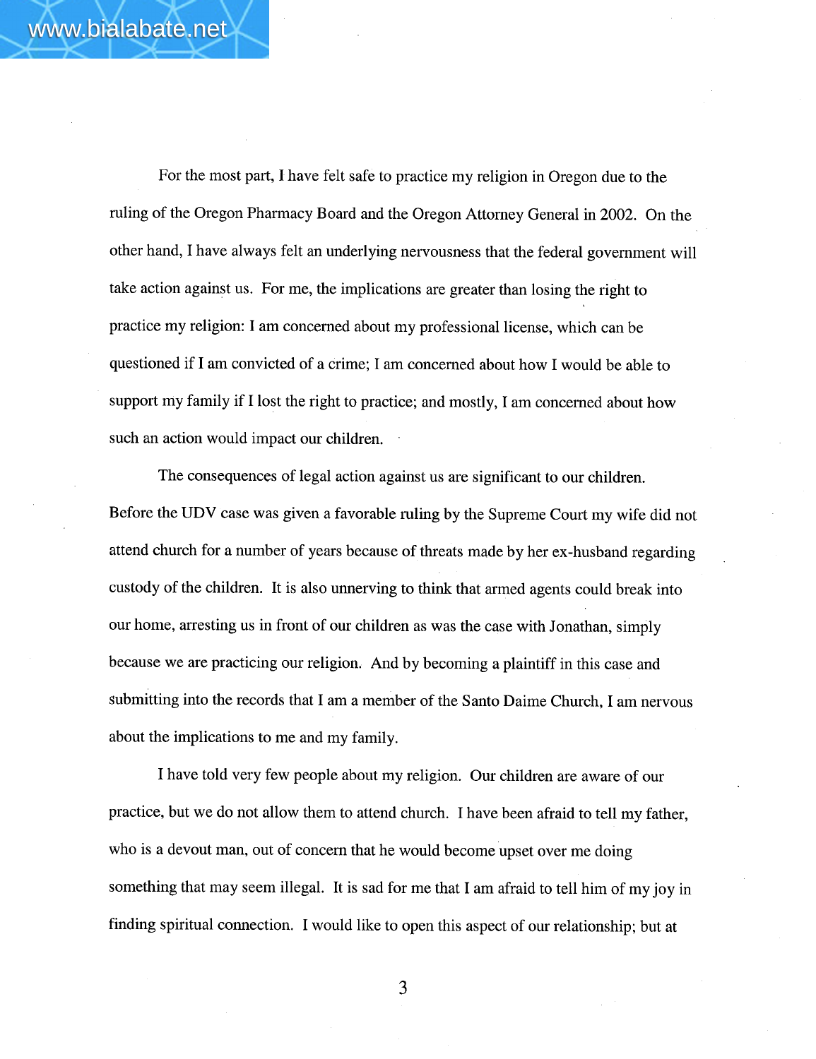For the most part, I have felt safe to practice my religion in Oregon due to the ruling of the Oregon Pharmacy Board and the Oregon Attorney General in 2002. On the other hand, I have always felt an underlying nervousness that the federal government will take action against us. For me, the implications are greater than losing the right to practice my religion: I am concerned about my professional license, which can be questioned if I am convicted of a crime; I am concerned about how I would be able to support my family if I lost the right to practice; and mostly, I am concerned about how such an action would impact our children.

The consequences of legal action against us are significant to our children. Before the UDV case was given a favorable ruling by the Supreme Court my wife did not attend church for a number of years because of threats made by her ex-husband regarding custody of the children. It is also unnerving to think that armed agents could break into our home, arresting us in front of our children as was the case with Jonathan, simply because we are practicing our religion. And by becoming a plaintiff in this case and submitting into the records that I am a member of the Santo Daime Church, I am nervous about the implications to me and my family.

I have told very few people about my religion. Our children are aware of our practice, but we do not allow them to attend church. I have been afraid to tell my father, who is a devout man, out of concern that he would become upset over me doing something that may seem illegal. It is sad for me that I am afraid to tell him of my joy in finding spiritual connection. I would like to open this aspect of our relationship; but at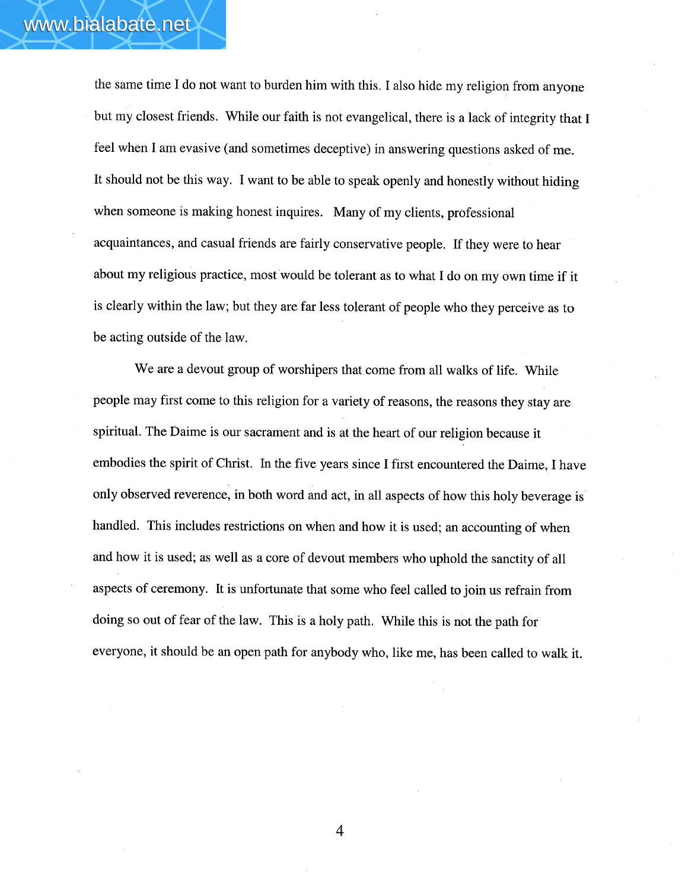the same time I do not want to burden him with this. I also hide my religion from anyone but my closest friends. While our faith is not evangelical, there is a lack of integrity that I feel when I am evasive (and sometimes deceptive) in answering questions asked of me. It should not be this way. I want to be able to speak openly and honestly without hiding when someone is making honest inquires. Many of my clients, professional acquaintances, and casual friends are fairly conservative people. If they were to hear about my religious practice, most would be tolerant as to what I do on my own time if it is clearly within the law; but they are far less tolerant of people who they perceive as to be acting outside of the law.

We are a devout group of worshipers that come from all walks of life. While people may first come to this religion for a variety of reasons, the reasons they stay are spiritual. The Daime is our sacrament and is at the heart of our religion because it embodies the spirit of Christ. In the five years since I first encountered the Daime, I have only observed reverence, in both word and act, in all aspects of how this holy beverage is handled. This includes restrictions on when and how it is used; an accounting of when and how it is used; as well as a core of devout members who uphold the sanctity of all aspects of ceremony. It is unfortunate that some who feel called to join us refrain from doing so out of fear of the law. This is a holy path. While this is not the path for everyone, it should be an open path for anybody who, like me, has been called to walk it.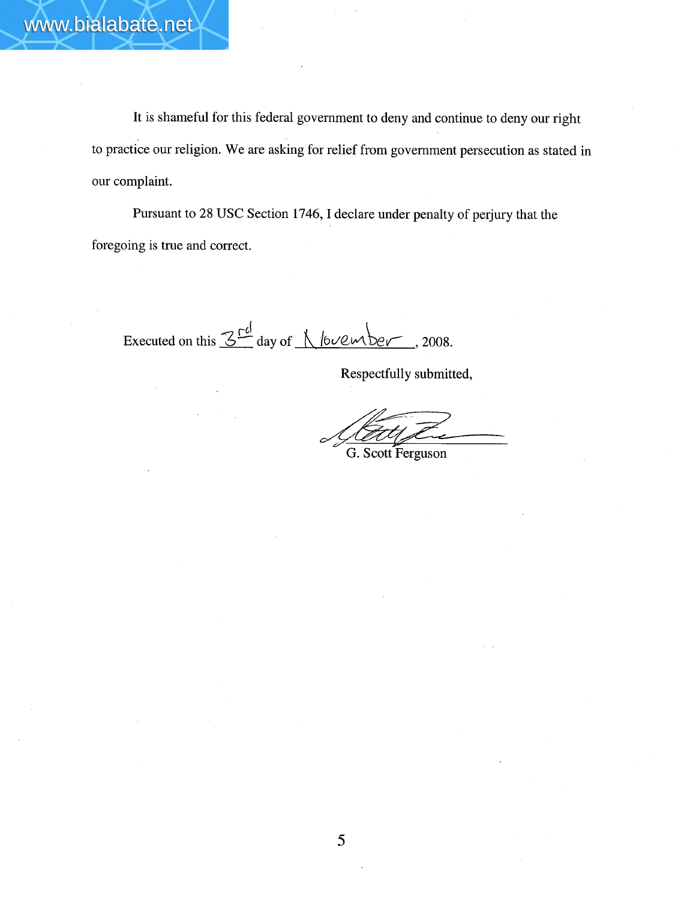It is shameful for this federal government to deny and continue to deny our right to practice our religion. We are asking for relief from government persecution as stated in our complaint.

Pursuant to 28 USC Section 1746, I declare under penalty of perjury that the foregoing is true and correct.

Executed on this 3rd day of November, 2008.

Respectfully submitted,

G. Scott Ferguson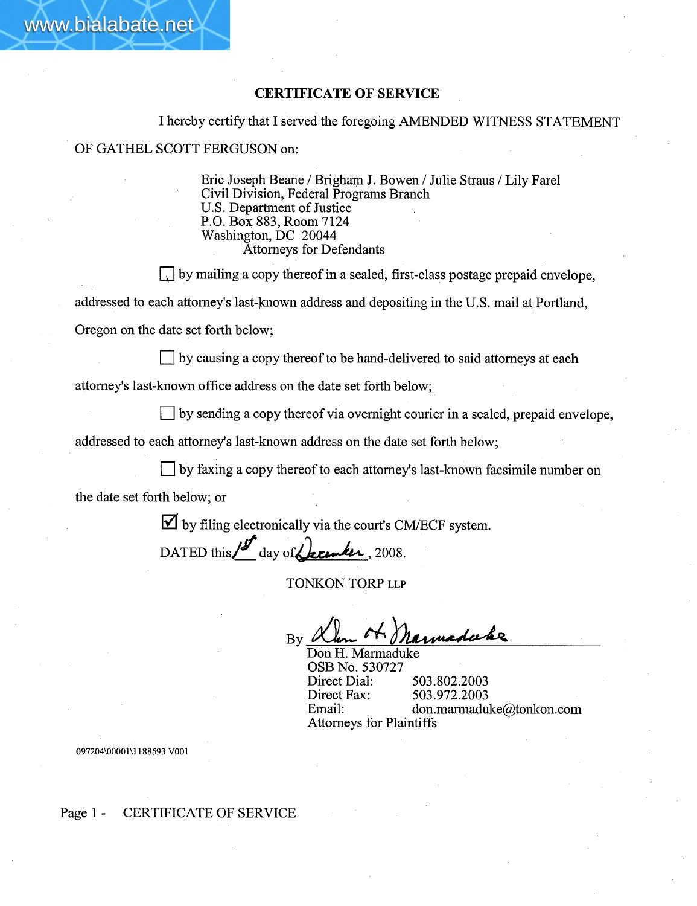## CERTIFICATE OF SERVICE

I hereby certify that I served the foregoing AMENDED WITNESS STATEMENT OF GATHEL SCOTT FERGUSON on:

Eric Joseph Beane / Brigham J. Bowen / Julie Straus / Lily Farel
Civil Division, Federal Programs Branch
U.S. Department of Justice
P.O. Box 883, Room 7124
Washington, DC 20044
Attorneys for Defendants

☐ by mailing a copy thereof in a sealed, first-class postage prepaid envelope, addressed to each attorney's last-known address and depositing in the U.S. mail at Portland, Oregon on the date set forth below;

☐ by causing a copy thereof to be hand-delivered to said attorneys at each attorney's last-known office address on the date set forth below;

☐ by sending a copy thereof via overnight courier in a sealed, prepaid envelope, addressed to each attorney's last-known address on the date set forth below;

☐ by faxing a copy thereof to each attorney's last-known facsimile number on the date set forth below; or

☑ by filing electronically via the court's CM/ECF system.

DATED this 1st day of December, 2008.

TONKON TORP LLP

By [signature]
Don H. Marmaduke
OSB No. 530727
Direct Dial: 503.802.2003
Direct Fax: 503.972.2003
Email: don.marmaduke@tonkon.com
Attorneys for Plaintiffs

097204\00001\1188593 V001

Page 1 - CERTIFICATE OF SERVICE